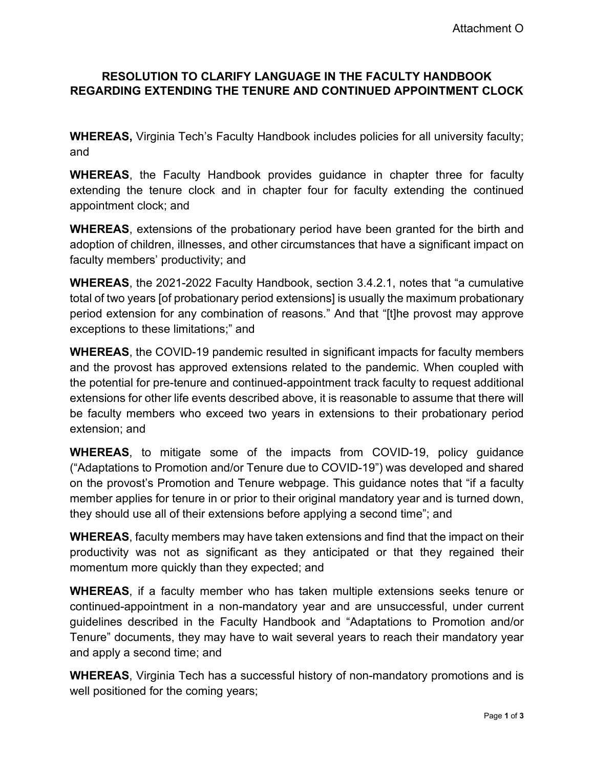Attachment O

# RESOLUTION TO CLARIFY LANGUAGE IN THE FACULTY HANDBOOK REGARDING EXTENDING THE TENURE AND CONTINUED APPOINTMENT CLOCK

**WHEREAS,** Virginia Tech's Faculty Handbook includes policies for all university faculty; and

**WHEREAS**, the Faculty Handbook provides guidance in chapter three for faculty extending the tenure clock and in chapter four for faculty extending the continued appointment clock; and

**WHEREAS**, extensions of the probationary period have been granted for the birth and adoption of children, illnesses, and other circumstances that have a significant impact on faculty members' productivity; and

**WHEREAS**, the 2021-2022 Faculty Handbook, section 3.4.2.1, notes that "a cumulative total of two years [of probationary period extensions] is usually the maximum probationary period extension for any combination of reasons." And that "[t]he provost may approve exceptions to these limitations;" and

**WHEREAS**, the COVID-19 pandemic resulted in significant impacts for faculty members and the provost has approved extensions related to the pandemic. When coupled with the potential for pre-tenure and continued-appointment track faculty to request additional extensions for other life events described above, it is reasonable to assume that there will be faculty members who exceed two years in extensions to their probationary period extension; and

**WHEREAS**, to mitigate some of the impacts from COVID-19, policy guidance ("Adaptations to Promotion and/or Tenure due to COVID-19") was developed and shared on the provost's Promotion and Tenure webpage. This guidance notes that "if a faculty member applies for tenure in or prior to their original mandatory year and is turned down, they should use all of their extensions before applying a second time"; and

**WHEREAS**, faculty members may have taken extensions and find that the impact on their productivity was not as significant as they anticipated or that they regained their momentum more quickly than they expected; and

**WHEREAS**, if a faculty member who has taken multiple extensions seeks tenure or continued-appointment in a non-mandatory year and are unsuccessful, under current guidelines described in the Faculty Handbook and "Adaptations to Promotion and/or Tenure" documents, they may have to wait several years to reach their mandatory year and apply a second time; and

**WHEREAS**, Virginia Tech has a successful history of non-mandatory promotions and is well positioned for the coming years;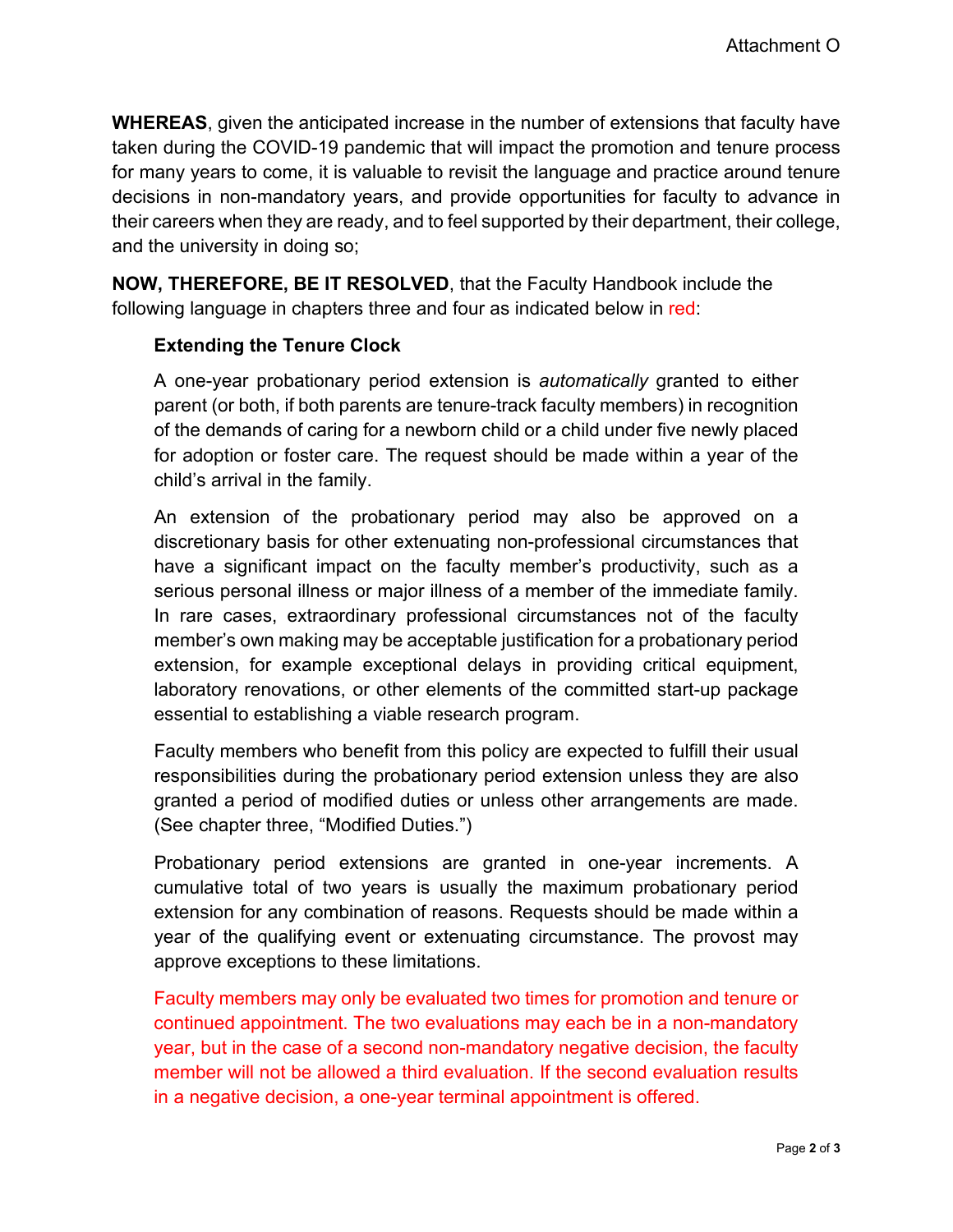**WHEREAS**, given the anticipated increase in the number of extensions that faculty have taken during the COVID-19 pandemic that will impact the promotion and tenure process for many years to come, it is valuable to revisit the language and practice around tenure decisions in non-mandatory years, and provide opportunities for faculty to advance in their careers when they are ready, and to feel supported by their department, their college, and the university in doing so;

**NOW, THEREFORE, BE IT RESOLVED**, that the Faculty Handbook include the following language in chapters three and four as indicated below in red:

**Extending the Tenure Clock**

A one-year probationary period extension is *automatically* granted to either parent (or both, if both parents are tenure-track faculty members) in recognition of the demands of caring for a newborn child or a child under five newly placed for adoption or foster care. The request should be made within a year of the child's arrival in the family.

An extension of the probationary period may also be approved on a discretionary basis for other extenuating non-professional circumstances that have a significant impact on the faculty member's productivity, such as a serious personal illness or major illness of a member of the immediate family. In rare cases, extraordinary professional circumstances not of the faculty member's own making may be acceptable justification for a probationary period extension, for example exceptional delays in providing critical equipment, laboratory renovations, or other elements of the committed start-up package essential to establishing a viable research program.

Faculty members who benefit from this policy are expected to fulfill their usual responsibilities during the probationary period extension unless they are also granted a period of modified duties or unless other arrangements are made. (See chapter three, "Modified Duties.")

Probationary period extensions are granted in one-year increments. A cumulative total of two years is usually the maximum probationary period extension for any combination of reasons. Requests should be made within a year of the qualifying event or extenuating circumstance. The provost may approve exceptions to these limitations.

Faculty members may only be evaluated two times for promotion and tenure or continued appointment. The two evaluations may each be in a non-mandatory year, but in the case of a second non-mandatory negative decision, the faculty member will not be allowed a third evaluation. If the second evaluation results in a negative decision, a one-year terminal appointment is offered.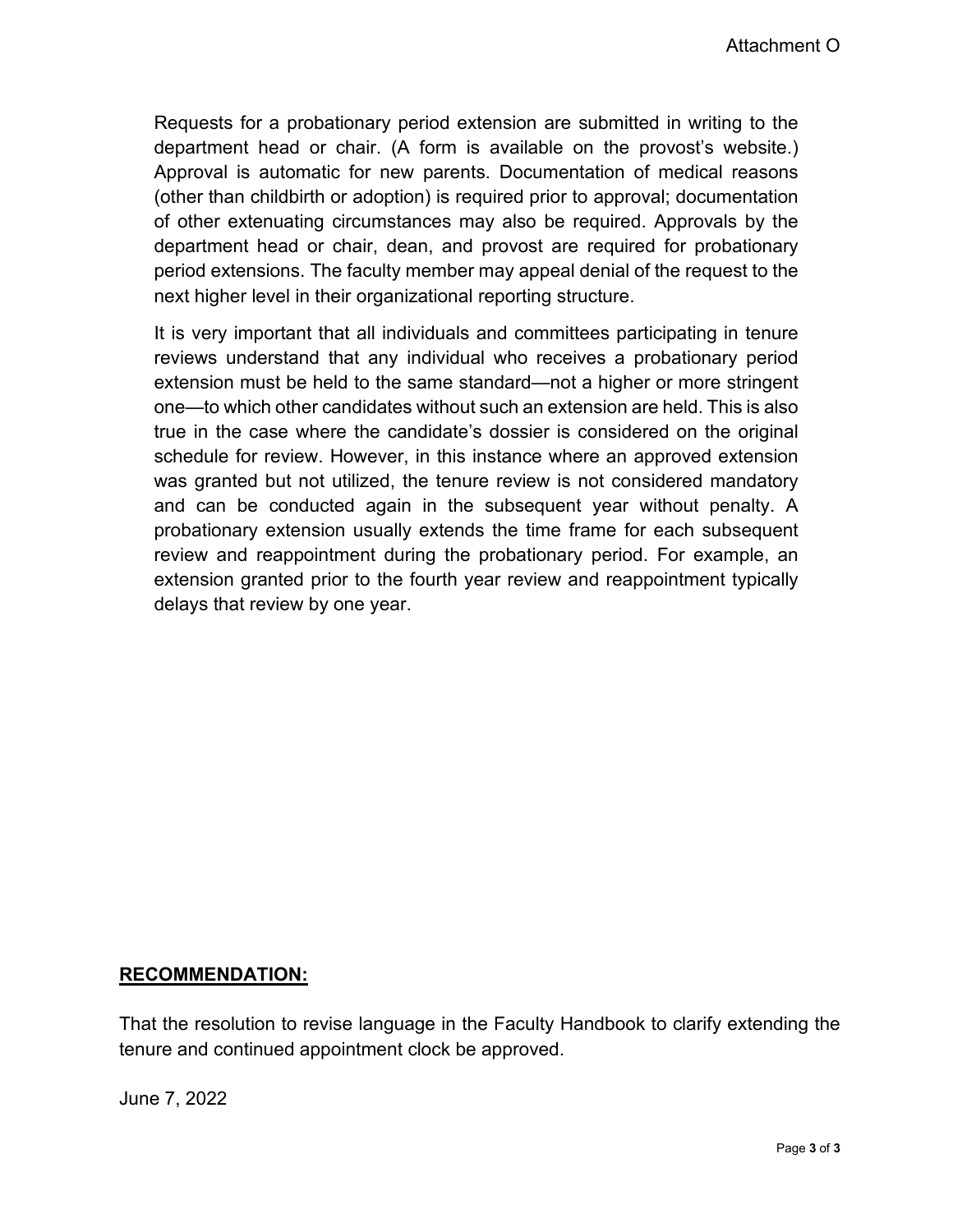Requests for a probationary period extension are submitted in writing to the department head or chair. (A form is available on the provost's website.) Approval is automatic for new parents. Documentation of medical reasons (other than childbirth or adoption) is required prior to approval; documentation of other extenuating circumstances may also be required. Approvals by the department head or chair, dean, and provost are required for probationary period extensions. The faculty member may appeal denial of the request to the next higher level in their organizational reporting structure.

It is very important that all individuals and committees participating in tenure reviews understand that any individual who receives a probationary period extension must be held to the same standard—not a higher or more stringent one—to which other candidates without such an extension are held. This is also true in the case where the candidate's dossier is considered on the original schedule for review. However, in this instance where an approved extension was granted but not utilized, the tenure review is not considered mandatory and can be conducted again in the subsequent year without penalty. A probationary extension usually extends the time frame for each subsequent review and reappointment during the probationary period. For example, an extension granted prior to the fourth year review and reappointment typically delays that review by one year.

**RECOMMENDATION:**

That the resolution to revise language in the Faculty Handbook to clarify extending the tenure and continued appointment clock be approved.

June 7, 2022